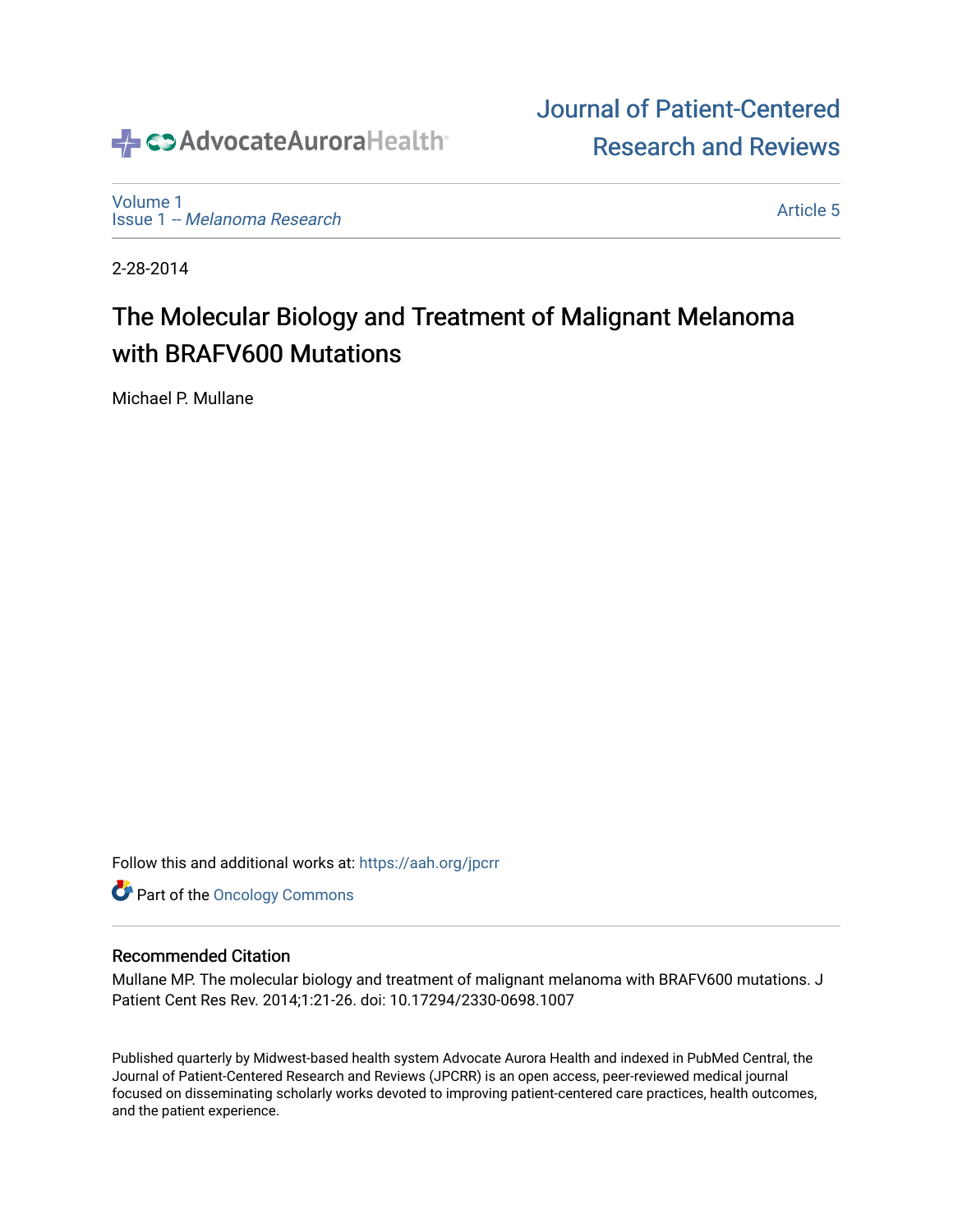AdvocateAuroraHealth

Journal of Patient-Centered Research and Reviews

Volume 1
Issue 1 -- *Melanoma Research*

Article 5

2-28-2014

# The Molecular Biology and Treatment of Malignant Melanoma with BRAFV600 Mutations

Michael P. Mullane

Follow this and additional works at: https://aah.org/jpcrr

Part of the Oncology Commons

## Recommended Citation

Mullane MP. The molecular biology and treatment of malignant melanoma with BRAFV600 mutations. J Patient Cent Res Rev. 2014;1:21-26. doi: 10.17294/2330-0698.1007

Published quarterly by Midwest-based health system Advocate Aurora Health and indexed in PubMed Central, the Journal of Patient-Centered Research and Reviews (JPCRR) is an open access, peer-reviewed medical journal focused on disseminating scholarly works devoted to improving patient-centered care practices, health outcomes, and the patient experience.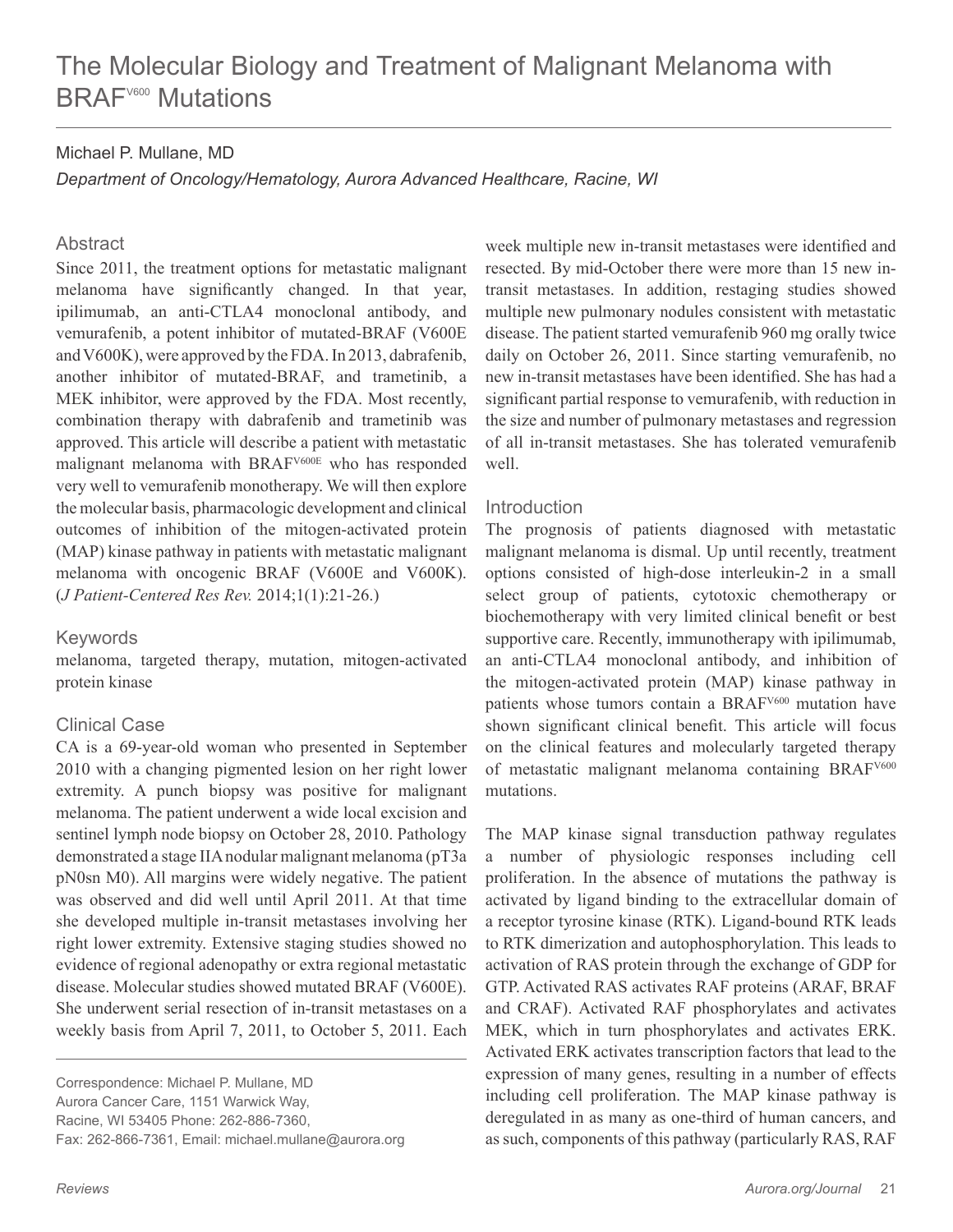# The Molecular Biology and Treatment of Malignant Melanoma with BRAF$^{V600}$ Mutations

Michael P. Mullane, MD

*Department of Oncology/Hematology, Aurora Advanced Healthcare, Racine, WI*

## Abstract

Since 2011, the treatment options for metastatic malignant melanoma have significantly changed. In that year, ipilimumab, an anti-CTLA4 monoclonal antibody, and vemurafenib, a potent inhibitor of mutated-BRAF (V600E and V600K), were approved by the FDA. In 2013, dabrafenib, another inhibitor of mutated-BRAF, and trametinib, a MEK inhibitor, were approved by the FDA. Most recently, combination therapy with dabrafenib and trametinib was approved. This article will describe a patient with metastatic malignant melanoma with BRAF$^{V600E}$ who has responded very well to vemurafenib monotherapy. We will then explore the molecular basis, pharmacologic development and clinical outcomes of inhibition of the mitogen-activated protein (MAP) kinase pathway in patients with metastatic malignant melanoma with oncogenic BRAF (V600E and V600K). (*J Patient-Centered Res Rev.* 2014;1(1):21-26.)

## Keywords

melanoma, targeted therapy, mutation, mitogen-activated protein kinase

## Clinical Case

CA is a 69-year-old woman who presented in September 2010 with a changing pigmented lesion on her right lower extremity. A punch biopsy was positive for malignant melanoma. The patient underwent a wide local excision and sentinel lymph node biopsy on October 28, 2010. Pathology demonstrated a stage IIA nodular malignant melanoma (pT3a pN0sn M0). All margins were widely negative. The patient was observed and did well until April 2011. At that time she developed multiple in-transit metastases involving her right lower extremity. Extensive staging studies showed no evidence of regional adenopathy or extra regional metastatic disease. Molecular studies showed mutated BRAF (V600E). She underwent serial resection of in-transit metastases on a weekly basis from April 7, 2011, to October 5, 2011. Each week multiple new in-transit metastases were identified and resected. By mid-October there were more than 15 new in-transit metastases. In addition, restaging studies showed multiple new pulmonary nodules consistent with metastatic disease. The patient started vemurafenib 960 mg orally twice daily on October 26, 2011. Since starting vemurafenib, no new in-transit metastases have been identified. She has had a significant partial response to vemurafenib, with reduction in the size and number of pulmonary metastases and regression of all in-transit metastases. She has tolerated vemurafenib well.

Correspondence: Michael P. Mullane, MD
Aurora Cancer Care, 1151 Warwick Way,
Racine, WI 53405 Phone: 262-886-7360,
Fax: 262-866-7361, Email: michael.mullane@aurora.org

## Introduction

The prognosis of patients diagnosed with metastatic malignant melanoma is dismal. Up until recently, treatment options consisted of high-dose interleukin-2 in a small select group of patients, cytotoxic chemotherapy or biochemotherapy with very limited clinical benefit or best supportive care. Recently, immunotherapy with ipilimumab, an anti-CTLA4 monoclonal antibody, and inhibition of the mitogen-activated protein (MAP) kinase pathway in patients whose tumors contain a BRAF$^{V600}$ mutation have shown significant clinical benefit. This article will focus on the clinical features and molecularly targeted therapy of metastatic malignant melanoma containing BRAF$^{V600}$ mutations.

The MAP kinase signal transduction pathway regulates a number of physiologic responses including cell proliferation. In the absence of mutations the pathway is activated by ligand binding to the extracellular domain of a receptor tyrosine kinase (RTK). Ligand-bound RTK leads to RTK dimerization and autophosphorylation. This leads to activation of RAS protein through the exchange of GDP for GTP. Activated RAS activates RAF proteins (ARAF, BRAF and CRAF). Activated RAF phosphorylates and activates MEK, which in turn phosphorylates and activates ERK. Activated ERK activates transcription factors that lead to the expression of many genes, resulting in a number of effects including cell proliferation. The MAP kinase pathway is deregulated in as many as one-third of human cancers, and as such, components of this pathway (particularly RAS, RAF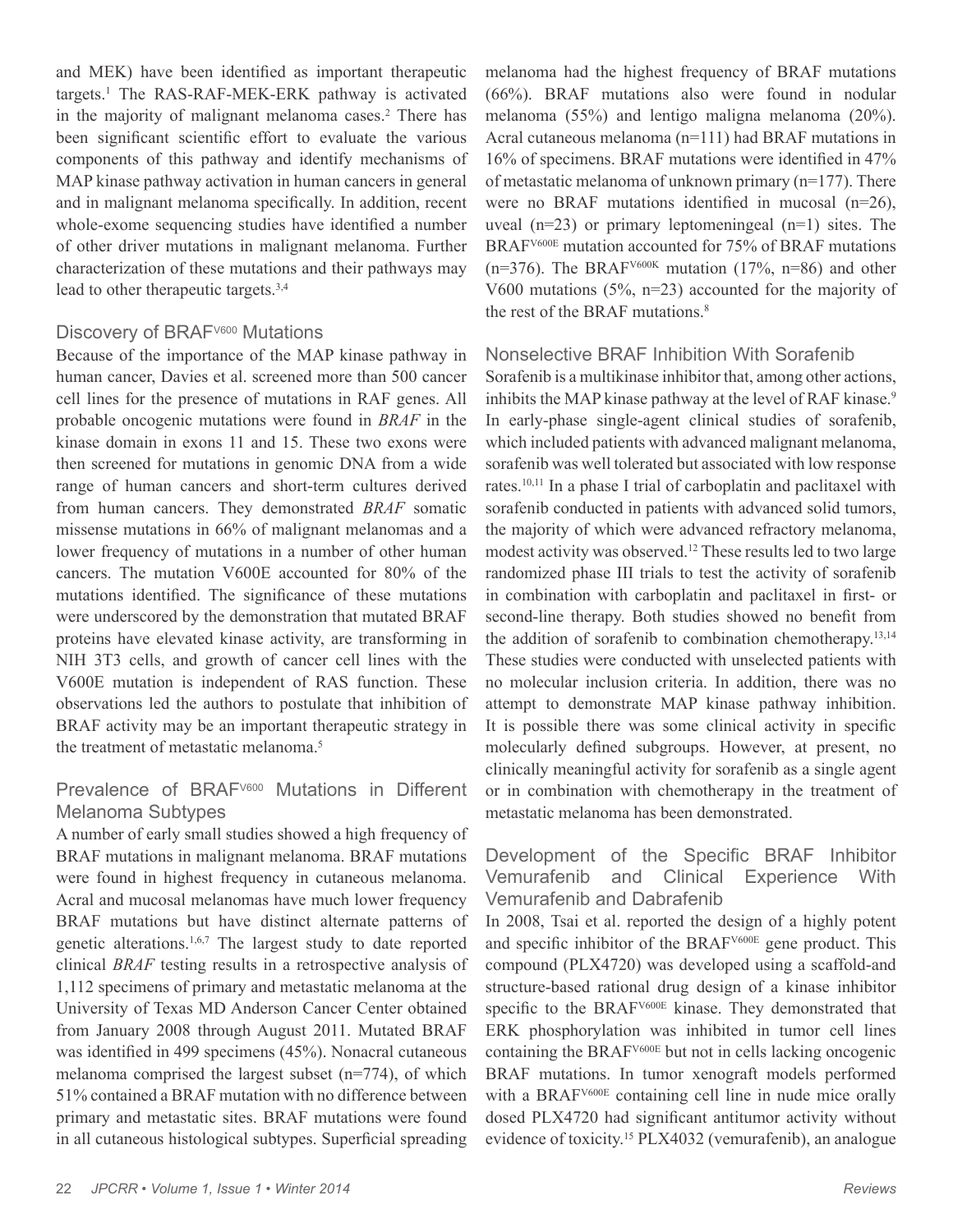and MEK) have been identified as important therapeutic targets.[1] The RAS-RAF-MEK-ERK pathway is activated in the majority of malignant melanoma cases.[2] There has been significant scientific effort to evaluate the various components of this pathway and identify mechanisms of MAP kinase pathway activation in human cancers in general and in malignant melanoma specifically. In addition, recent whole-exome sequencing studies have identified a number of other driver mutations in malignant melanoma. Further characterization of these mutations and their pathways may lead to other therapeutic targets.[3,4]

## Discovery of BRAF$^{V600}$ Mutations

Because of the importance of the MAP kinase pathway in human cancer, Davies et al. screened more than 500 cancer cell lines for the presence of mutations in RAF genes. All probable oncogenic mutations were found in *BRAF* in the kinase domain in exons 11 and 15. These two exons were then screened for mutations in genomic DNA from a wide range of human cancers and short-term cultures derived from human cancers. They demonstrated *BRAF* somatic missense mutations in 66% of malignant melanomas and a lower frequency of mutations in a number of other human cancers. The mutation V600E accounted for 80% of the mutations identified. The significance of these mutations were underscored by the demonstration that mutated BRAF proteins have elevated kinase activity, are transforming in NIH 3T3 cells, and growth of cancer cell lines with the V600E mutation is independent of RAS function. These observations led the authors to postulate that inhibition of BRAF activity may be an important therapeutic strategy in the treatment of metastatic melanoma.[5]

## Prevalence of BRAF$^{V600}$ Mutations in Different Melanoma Subtypes

A number of early small studies showed a high frequency of BRAF mutations in malignant melanoma. BRAF mutations were found in highest frequency in cutaneous melanoma. Acral and mucosal melanomas have much lower frequency BRAF mutations but have distinct alternate patterns of genetic alterations.[1,6,7] The largest study to date reported clinical *BRAF* testing results in a retrospective analysis of 1,112 specimens of primary and metastatic melanoma at the University of Texas MD Anderson Cancer Center obtained from January 2008 through August 2011. Mutated BRAF was identified in 499 specimens (45%). Nonacral cutaneous melanoma comprised the largest subset (n=774), of which 51% contained a BRAF mutation with no difference between primary and metastatic sites. BRAF mutations were found in all cutaneous histological subtypes. Superficial spreading melanoma had the highest frequency of BRAF mutations (66%). BRAF mutations also were found in nodular melanoma (55%) and lentigo maligna melanoma (20%). Acral cutaneous melanoma (n=111) had BRAF mutations in 16% of specimens. BRAF mutations were identified in 47% of metastatic melanoma of unknown primary (n=177). There were no BRAF mutations identified in mucosal (n=26), uveal (n=23) or primary leptomeningeal (n=1) sites. The BRAF$^{V600E}$ mutation accounted for 75% of BRAF mutations (n=376). The BRAF$^{V600K}$ mutation (17%, n=86) and other V600 mutations (5%, n=23) accounted for the majority of the rest of the BRAF mutations.[8]

## Nonselective BRAF Inhibition With Sorafenib

Sorafenib is a multikinase inhibitor that, among other actions, inhibits the MAP kinase pathway at the level of RAF kinase.[9] In early-phase single-agent clinical studies of sorafenib, which included patients with advanced malignant melanoma, sorafenib was well tolerated but associated with low response rates.[10,11] In a phase I trial of carboplatin and paclitaxel with sorafenib conducted in patients with advanced solid tumors, the majority of which were advanced refractory melanoma, modest activity was observed.[12] These results led to two large randomized phase III trials to test the activity of sorafenib in combination with carboplatin and paclitaxel in first- or second-line therapy. Both studies showed no benefit from the addition of sorafenib to combination chemotherapy.[13,14] These studies were conducted with unselected patients with no molecular inclusion criteria. In addition, there was no attempt to demonstrate MAP kinase pathway inhibition. It is possible there was some clinical activity in specific molecularly defined subgroups. However, at present, no clinically meaningful activity for sorafenib as a single agent or in combination with chemotherapy in the treatment of metastatic melanoma has been demonstrated.

## Development of the Specific BRAF Inhibitor Vemurafenib and Clinical Experience With Vemurafenib and Dabrafenib

In 2008, Tsai et al. reported the design of a highly potent and specific inhibitor of the BRAF$^{V600E}$ gene product. This compound (PLX4720) was developed using a scaffold-and structure-based rational drug design of a kinase inhibitor specific to the BRAF$^{V600E}$ kinase. They demonstrated that ERK phosphorylation was inhibited in tumor cell lines containing the BRAF$^{V600E}$ but not in cells lacking oncogenic BRAF mutations. In tumor xenograft models performed with a BRAF$^{V600E}$ containing cell line in nude mice orally dosed PLX4720 had significant antitumor activity without evidence of toxicity.[15] PLX4032 (vemurafenib), an analogue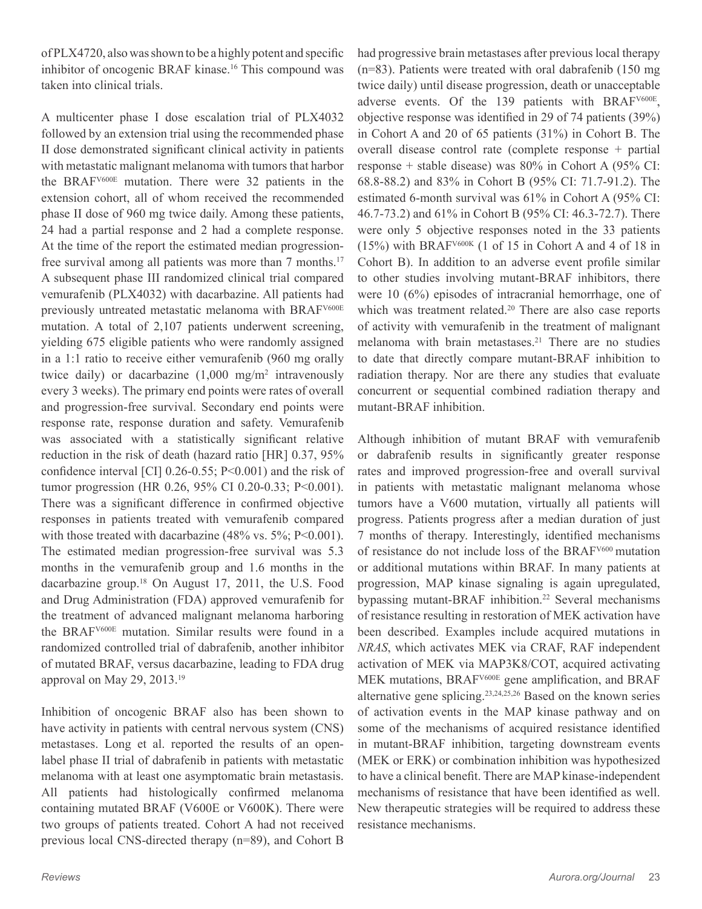of PLX4720, also was shown to be a highly potent and specific inhibitor of oncogenic BRAF kinase.[16] This compound was taken into clinical trials.

A multicenter phase I dose escalation trial of PLX4032 followed by an extension trial using the recommended phase II dose demonstrated significant clinical activity in patients with metastatic malignant melanoma with tumors that harbor the $BRAF^{V600E}$ mutation. There were 32 patients in the extension cohort, all of whom received the recommended phase II dose of 960 mg twice daily. Among these patients, 24 had a partial response and 2 had a complete response. At the time of the report the estimated median progression-free survival among all patients was more than 7 months.[17] A subsequent phase III randomized clinical trial compared vemurafenib (PLX4032) with dacarbazine. All patients had previously untreated metastatic melanoma with $BRAF^{V600E}$ mutation. A total of 2,107 patients underwent screening, yielding 675 eligible patients who were randomly assigned in a 1:1 ratio to receive either vemurafenib (960 mg orally twice daily) or dacarbazine (1,000 $mg/m^2$ intravenously every 3 weeks). The primary end points were rates of overall and progression-free survival. Secondary end points were response rate, response duration and safety. Vemurafenib was associated with a statistically significant relative reduction in the risk of death (hazard ratio [HR] 0.37, 95% confidence interval [CI] 0.26-0.55; $P<0.001$) and the risk of tumor progression (HR 0.26, 95% CI 0.20-0.33; $P<0.001$). There was a significant difference in confirmed objective responses in patients treated with vemurafenib compared with those treated with dacarbazine (48% vs. 5%; $P<0.001$). The estimated median progression-free survival was 5.3 months in the vemurafenib group and 1.6 months in the dacarbazine group.[18] On August 17, 2011, the U.S. Food and Drug Administration (FDA) approved vemurafenib for the treatment of advanced malignant melanoma harboring the $BRAF^{V600E}$ mutation. Similar results were found in a randomized controlled trial of dabrafenib, another inhibitor of mutated BRAF, versus dacarbazine, leading to FDA drug approval on May 29, 2013.[19]

Inhibition of oncogenic BRAF also has been shown to have activity in patients with central nervous system (CNS) metastases. Long et al. reported the results of an open-label phase II trial of dabrafenib in patients with metastatic melanoma with at least one asymptomatic brain metastasis. All patients had histologically confirmed melanoma containing mutated BRAF (V600E or V600K). There were two groups of patients treated. Cohort A had not received previous local CNS-directed therapy (n=89), and Cohort B had progressive brain metastases after previous local therapy (n=83). Patients were treated with oral dabrafenib (150 mg twice daily) until disease progression, death or unacceptable adverse events. Of the 139 patients with $BRAF^{V600E}$, objective response was identified in 29 of 74 patients (39%) in Cohort A and 20 of 65 patients (31%) in Cohort B. The overall disease control rate (complete response + partial response + stable disease) was 80% in Cohort A (95% CI: 68.8-88.2) and 83% in Cohort B (95% CI: 71.7-91.2). The estimated 6-month survival was 61% in Cohort A (95% CI: 46.7-73.2) and 61% in Cohort B (95% CI: 46.3-72.7). There were only 5 objective responses noted in the 33 patients (15%) with $BRAF^{V600K}$ (1 of 15 in Cohort A and 4 of 18 in Cohort B). In addition to an adverse event profile similar to other studies involving mutant-BRAF inhibitors, there were 10 (6%) episodes of intracranial hemorrhage, one of which was treatment related.[20] There are also case reports of activity with vemurafenib in the treatment of malignant melanoma with brain metastases.[21] There are no studies to date that directly compare mutant-BRAF inhibition to radiation therapy. Nor are there any studies that evaluate concurrent or sequential combined radiation therapy and mutant-BRAF inhibition.

Although inhibition of mutant BRAF with vemurafenib or dabrafenib results in significantly greater response rates and improved progression-free and overall survival in patients with metastatic malignant melanoma whose tumors have a V600 mutation, virtually all patients will progress. Patients progress after a median duration of just 7 months of therapy. Interestingly, identified mechanisms of resistance do not include loss of the $BRAF^{V600}$ mutation or additional mutations within BRAF. In many patients at progression, MAP kinase signaling is again upregulated, bypassing mutant-BRAF inhibition.[22] Several mechanisms of resistance resulting in restoration of MEK activation have been described. Examples include acquired mutations in *NRAS*, which activates MEK via CRAF, RAF independent activation of MEK via MAP3K8/COT, acquired activating MEK mutations, $BRAF^{V600E}$ gene amplification, and BRAF alternative gene splicing.[23,24,25,26] Based on the known series of activation events in the MAP kinase pathway and on some of the mechanisms of acquired resistance identified in mutant-BRAF inhibition, targeting downstream events (MEK or ERK) or combination inhibition was hypothesized to have a clinical benefit. There are MAP kinase-independent mechanisms of resistance that have been identified as well. New therapeutic strategies will be required to address these resistance mechanisms.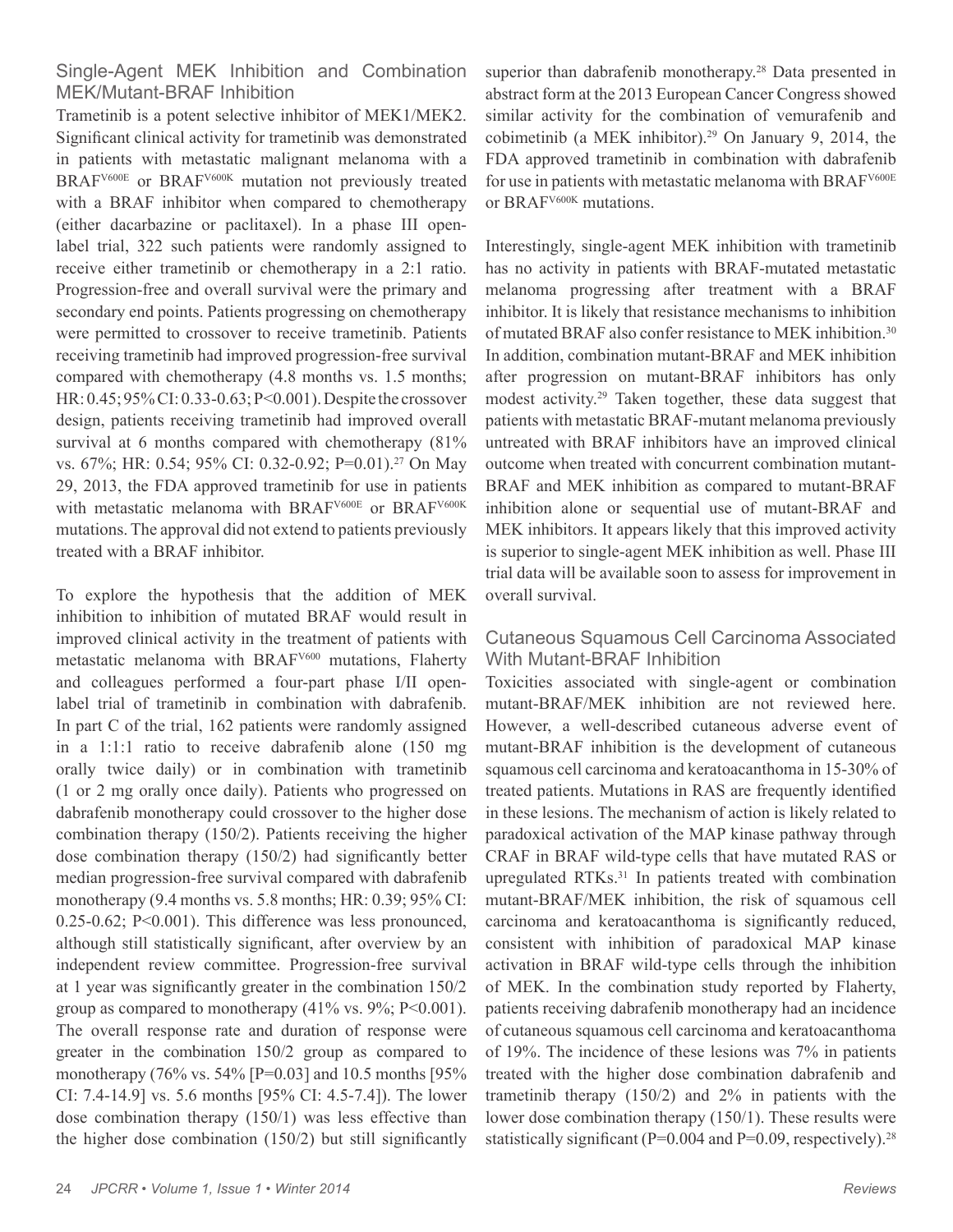## Single-Agent MEK Inhibition and Combination MEK/Mutant-BRAF Inhibition

Trametinib is a potent selective inhibitor of MEK1/MEK2. Significant clinical activity for trametinib was demonstrated in patients with metastatic malignant melanoma with a $BRAF^{V600E}$ or $BRAF^{V600K}$ mutation not previously treated with a BRAF inhibitor when compared to chemotherapy (either dacarbazine or paclitaxel). In a phase III open-label trial, 322 such patients were randomly assigned to receive either trametinib or chemotherapy in a 2:1 ratio. Progression-free and overall survival were the primary and secondary end points. Patients progressing on chemotherapy were permitted to crossover to receive trametinib. Patients receiving trametinib had improved progression-free survival compared with chemotherapy (4.8 months vs. 1.5 months; HR: 0.45; 95% CI: 0.33-0.63; P<0.001). Despite the crossover design, patients receiving trametinib had improved overall survival at 6 months compared with chemotherapy (81% vs. 67%; HR: 0.54; 95% CI: 0.32-0.92; P=0.01).[27] On May 29, 2013, the FDA approved trametinib for use in patients with metastatic melanoma with $BRAF^{V600E}$ or $BRAF^{V600K}$ mutations. The approval did not extend to patients previously treated with a BRAF inhibitor.

To explore the hypothesis that the addition of MEK inhibition to inhibition of mutated BRAF would result in improved clinical activity in the treatment of patients with metastatic melanoma with $BRAF^{V600}$ mutations, Flaherty and colleagues performed a four-part phase I/II open-label trial of trametinib in combination with dabrafenib. In part C of the trial, 162 patients were randomly assigned in a 1:1:1 ratio to receive dabrafenib alone (150 mg orally twice daily) or in combination with trametinib (1 or 2 mg orally once daily). Patients who progressed on dabrafenib monotherapy could crossover to the higher dose combination therapy (150/2). Patients receiving the higher dose combination therapy (150/2) had significantly better median progression-free survival compared with dabrafenib monotherapy (9.4 months vs. 5.8 months; HR: 0.39; 95% CI: 0.25-0.62; P<0.001). This difference was less pronounced, although still statistically significant, after overview by an independent review committee. Progression-free survival at 1 year was significantly greater in the combination 150/2 group as compared to monotherapy (41% vs. 9%; P<0.001). The overall response rate and duration of response were greater in the combination 150/2 group as compared to monotherapy (76% vs. 54% [P=0.03] and 10.5 months [95% CI: 7.4-14.9] vs. 5.6 months [95% CI: 4.5-7.4]). The lower dose combination therapy (150/1) was less effective than the higher dose combination (150/2) but still significantly superior than dabrafenib monotherapy.[28] Data presented in abstract form at the 2013 European Cancer Congress showed similar activity for the combination of vemurafenib and cobimetinib (a MEK inhibitor).[29] On January 9, 2014, the FDA approved trametinib in combination with dabrafenib for use in patients with metastatic melanoma with $BRAF^{V600E}$ or $BRAF^{V600K}$ mutations.

Interestingly, single-agent MEK inhibition with trametinib has no activity in patients with BRAF-mutated metastatic melanoma progressing after treatment with a BRAF inhibitor. It is likely that resistance mechanisms to inhibition of mutated BRAF also confer resistance to MEK inhibition.[30] In addition, combination mutant-BRAF and MEK inhibition after progression on mutant-BRAF inhibitors has only modest activity.[29] Taken together, these data suggest that patients with metastatic BRAF-mutant melanoma previously untreated with BRAF inhibitors have an improved clinical outcome when treated with concurrent combination mutant-BRAF and MEK inhibition as compared to mutant-BRAF inhibition alone or sequential use of mutant-BRAF and MEK inhibitors. It appears likely that this improved activity is superior to single-agent MEK inhibition as well. Phase III trial data will be available soon to assess for improvement in overall survival.

## Cutaneous Squamous Cell Carcinoma Associated With Mutant-BRAF Inhibition

Toxicities associated with single-agent or combination mutant-BRAF/MEK inhibition are not reviewed here. However, a well-described cutaneous adverse event of mutant-BRAF inhibition is the development of cutaneous squamous cell carcinoma and keratoacanthoma in 15-30% of treated patients. Mutations in RAS are frequently identified in these lesions. The mechanism of action is likely related to paradoxical activation of the MAP kinase pathway through CRAF in BRAF wild-type cells that have mutated RAS or upregulated RTKs.[31] In patients treated with combination mutant-BRAF/MEK inhibition, the risk of squamous cell carcinoma and keratoacanthoma is significantly reduced, consistent with inhibition of paradoxical MAP kinase activation in BRAF wild-type cells through the inhibition of MEK. In the combination study reported by Flaherty, patients receiving dabrafenib monotherapy had an incidence of cutaneous squamous cell carcinoma and keratoacanthoma of 19%. The incidence of these lesions was 7% in patients treated with the higher dose combination dabrafenib and trametinib therapy (150/2) and 2% in patients with the lower dose combination therapy (150/1). These results were statistically significant (P=0.004 and P=0.09, respectively).[28]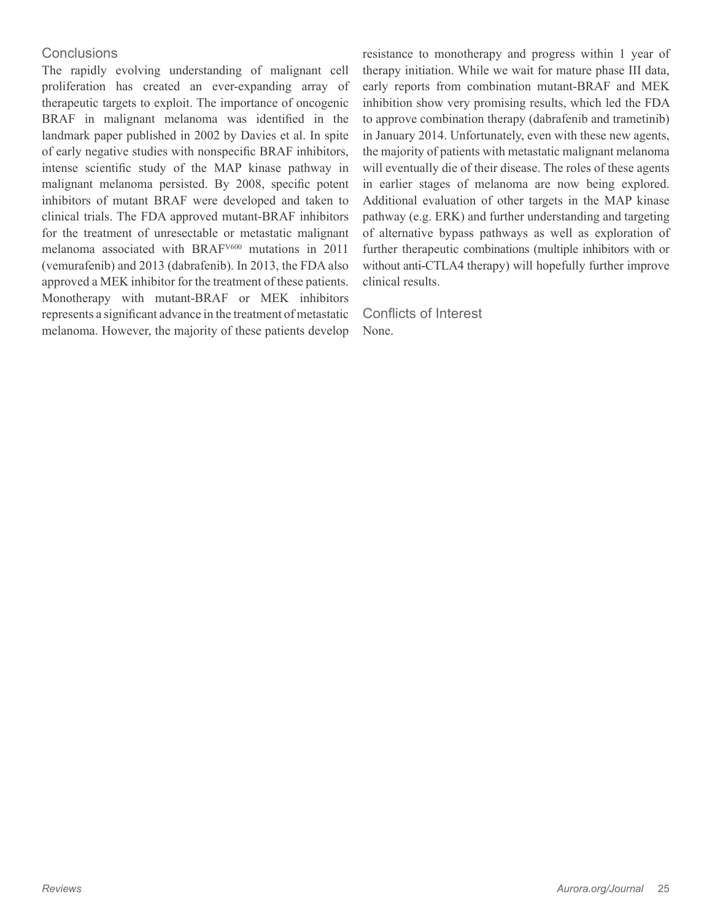## Conclusions

The rapidly evolving understanding of malignant cell proliferation has created an ever-expanding array of therapeutic targets to exploit. The importance of oncogenic BRAF in malignant melanoma was identified in the landmark paper published in 2002 by Davies et al. In spite of early negative studies with nonspecific BRAF inhibitors, intense scientific study of the MAP kinase pathway in malignant melanoma persisted. By 2008, specific potent inhibitors of mutant BRAF were developed and taken to clinical trials. The FDA approved mutant-BRAF inhibitors for the treatment of unresectable or metastatic malignant melanoma associated with $BRAF^{V600}$ mutations in 2011 (vemurafenib) and 2013 (dabrafenib). In 2013, the FDA also approved a MEK inhibitor for the treatment of these patients. Monotherapy with mutant-BRAF or MEK inhibitors represents a significant advance in the treatment of metastatic melanoma. However, the majority of these patients develop resistance to monotherapy and progress within 1 year of therapy initiation. While we wait for mature phase III data, early reports from combination mutant-BRAF and MEK inhibition show very promising results, which led the FDA to approve combination therapy (dabrafenib and trametinib) in January 2014. Unfortunately, even with these new agents, the majority of patients with metastatic malignant melanoma will eventually die of their disease. The roles of these agents in earlier stages of melanoma are now being explored. Additional evaluation of other targets in the MAP kinase pathway (e.g. ERK) and further understanding and targeting of alternative bypass pathways as well as exploration of further therapeutic combinations (multiple inhibitors with or without anti-CTLA4 therapy) will hopefully further improve clinical results.

## Conflicts of Interest

None.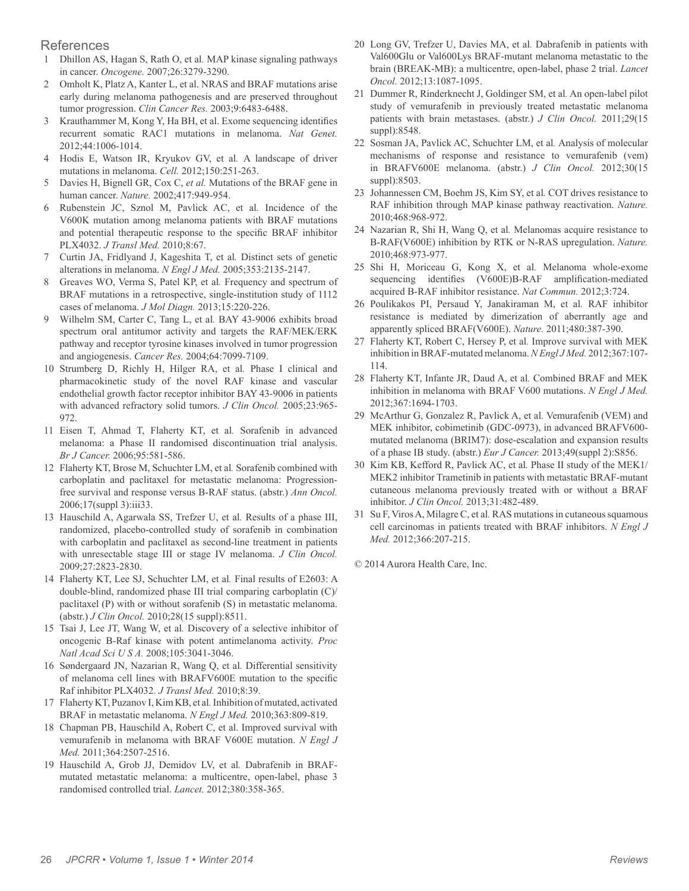## References

1. Dhillon AS, Hagan S, Rath O, et al. MAP kinase signaling pathways in cancer. *Oncogene.* 2007;26:3279-3290.
2. Omholt K, Platz A, Kanter L, et al. NRAS and BRAF mutations arise early during melanoma pathogenesis and are preserved throughout tumor progression. *Clin Cancer Res.* 2003;9:6483-6488.
3. Krauthammer M, Kong Y, Ha BH, et al. Exome sequencing identifies recurrent somatic RAC1 mutations in melanoma. *Nat Genet.* 2012;44:1006-1014.
4. Hodis E, Watson IR, Kryukov GV, et al. A landscape of driver mutations in melanoma. *Cell.* 2012;150:251-263.
5. Davies H, Bignell GR, Cox C, *et al.* Mutations of the BRAF gene in human cancer. *Nature.* 2002;417:949-954.
6. Rubenstein JC, Sznol M, Pavlick AC, et al. Incidence of the V600K mutation among melanoma patients with BRAF mutations and potential therapeutic response to the specific BRAF inhibitor PLX4032. *J Transl Med.* 2010;8:67.
7. Curtin JA, Fridlyand J, Kageshita T, et al. Distinct sets of genetic alterations in melanoma. *N Engl J Med.* 2005;353:2135-2147.
8. Greaves WO, Verma S, Patel KP, et al. Frequency and spectrum of BRAF mutations in a retrospective, single-institution study of 1112 cases of melanoma. *J Mol Diagn.* 2013;15:220-226.
9. Wilhelm SM, Carter C, Tang L, et al. BAY 43-9006 exhibits broad spectrum oral antitumor activity and targets the RAF/MEK/ERK pathway and receptor tyrosine kinases involved in tumor progression and angiogenesis. *Cancer Res.* 2004;64:7099-7109.
10. Strumberg D, Richly H, Hilger RA, et al. Phase I clinical and pharmacokinetic study of the novel RAF kinase and vascular endothelial growth factor receptor inhibitor BAY 43-9006 in patients with advanced refractory solid tumors. *J Clin Oncol.* 2005;23:965-972.
11. Eisen T, Ahmad T, Flaherty KT, et al. Sorafenib in advanced melanoma: a Phase II randomised discontinuation trial analysis. *Br J Cancer.* 2006;95:581-586.
12. Flaherty KT, Brose M, Schuchter LM, et al. Sorafenib combined with carboplatin and paclitaxel for metastatic melanoma: Progression-free survival and response versus B-RAF status. (abstr.) *Ann Oncol.* 2006;17(suppl 3):iii33.
13. Hauschild A, Agarwala SS, Trefzer U, et al. Results of a phase III, randomized, placebo-controlled study of sorafenib in combination with carboplatin and paclitaxel as second-line treatment in patients with unresectable stage III or stage IV melanoma. *J Clin Oncol.* 2009;27:2823-2830.
14. Flaherty KT, Lee SJ, Schuchter LM, et al. Final results of E2603: A double-blind, randomized phase III trial comparing carboplatin (C)/ paclitaxel (P) with or without sorafenib (S) in metastatic melanoma. (abstr.) *J Clin Oncol.* 2010;28(15 suppl):8511.
15. Tsai J, Lee JT, Wang W, et al. Discovery of a selective inhibitor of oncogenic B-Raf kinase with potent antimelanoma activity. *Proc Natl Acad Sci U S A.* 2008;105:3041-3046.
16. Søndergaard JN, Nazarian R, Wang Q, et al. Differential sensitivity of melanoma cell lines with BRAFV600E mutation to the specific Raf inhibitor PLX4032. *J Transl Med.* 2010;8:39.
17. Flaherty KT, Puzanov I, Kim KB, et al. Inhibition of mutated, activated BRAF in metastatic melanoma. *N Engl J Med.* 2010;363:809-819.
18. Chapman PB, Hauschild A, Robert C, et al. Improved survival with vemurafenib in melanoma with BRAF V600E mutation. *N Engl J Med.* 2011;364:2507-2516.
19. Hauschild A, Grob JJ, Demidov LV, et al. Dabrafenib in BRAF-mutated metastatic melanoma: a multicentre, open-label, phase 3 randomised controlled trial. *Lancet.* 2012;380:358-365.
20. Long GV, Trefzer U, Davies MA, et al. Dabrafenib in patients with Val600Glu or Val600Lys BRAF-mutant melanoma metastatic to the brain (BREAK-MB): a multicentre, open-label, phase 2 trial. *Lancet Oncol.* 2012;13:1087-1095.
21. Dummer R, Rinderknecht J, Goldinger SM, et al. An open-label pilot study of vemurafenib in previously treated metastatic melanoma patients with brain metastases. (abstr.) *J Clin Oncol.* 2011;29(15 suppl):8548.
22. Sosman JA, Pavlick AC, Schuchter LM, et al. Analysis of molecular mechanisms of response and resistance to vemurafenib (vem) in BRAFV600E melanoma. (abstr.) *J Clin Oncol.* 2012;30(15 suppl):8503.
23. Johannessen CM, Boehm JS, Kim SY, et al. COT drives resistance to RAF inhibition through MAP kinase pathway reactivation. *Nature.* 2010;468:968-972.
24. Nazarian R, Shi H, Wang Q, et al. Melanomas acquire resistance to B-RAF(V600E) inhibition by RTK or N-RAS upregulation. *Nature.* 2010;468:973-977.
25. Shi H, Moriceau G, Kong X, et al. Melanoma whole-exome sequencing identifies (V600E)B-RAF amplification-mediated acquired B-RAF inhibitor resistance. *Nat Commun.* 2012;3:724.
26. Poulikakos PI, Persaud Y, Janakiraman M, et al. RAF inhibitor resistance is mediated by dimerization of aberrantly age and apparently spliced BRAF(V600E). *Nature.* 2011;480:387-390.
27. Flaherty KT, Robert C, Hersey P, et al. Improve survival with MEK inhibition in BRAF-mutated melanoma. *N Engl J Med.* 2012;367:107-114.
28. Flaherty KT, Infante JR, Daud A, et al. Combined BRAF and MEK inhibition in melanoma with BRAF V600 mutations. *N Engl J Med.* 2012;367:1694-1703.
29. McArthur G, Gonzalez R, Pavlick A, et al. Vemurafenib (VEM) and MEK inhibitor, cobimetinib (GDC-0973), in advanced BRAFV600-mutated melanoma (BRIM7): dose-escalation and expansion results of a phase IB study. (abstr.) *Eur J Cancer.* 2013;49(suppl 2):S856.
30. Kim KB, Kefford R, Pavlick AC, et al. Phase II study of the MEK1/MEK2 inhibitor Trametinib in patients with metastatic BRAF-mutant cutaneous melanoma previously treated with or without a BRAF inhibitor. *J Clin Oncol.* 2013;31:482-489.
31. Su F, Viros A, Milagre C, et al. RAS mutations in cutaneous squamous cell carcinomas in patients treated with BRAF inhibitors. *N Engl J Med.* 2012;366:207-215.

© 2014 Aurora Health Care, Inc.